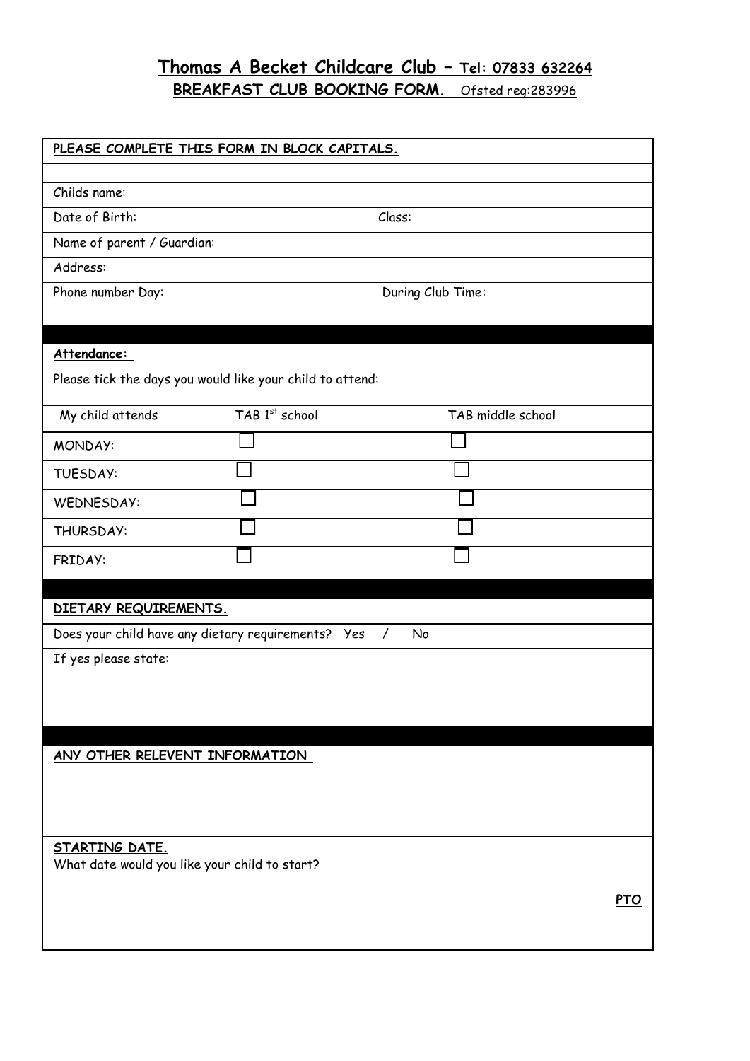# Thomas A Becket Childcare Club – Tel: 07833 632264

## BREAKFAST CLUB BOOKING FORM. Ofsted reg:283996

**PLEASE COMPLETE THIS FORM IN BLOCK CAPITALS.**

Childs name:

Date of Birth: Class:

Name of parent / Guardian:

Address:

Phone number Day: During Club Time:

**Attendance:**

Please tick the days you would like your child to attend:

| My child attends | TAB 1st school | TAB middle school |
|---|---|---|
| MONDAY: | ☐ | ☐ |
| TUESDAY: | ☐ | ☐ |
| WEDNESDAY: | ☐ | ☐ |
| THURSDAY: | ☐ | ☐ |
| FRIDAY: | ☐ | ☐ |

**DIETARY REQUIREMENTS.**

Does your child have any dietary requirements? Yes / No

If yes please state:

**ANY OTHER RELEVENT INFORMATION**

**STARTING DATE.**

What date would you like your child to start?

**PTO**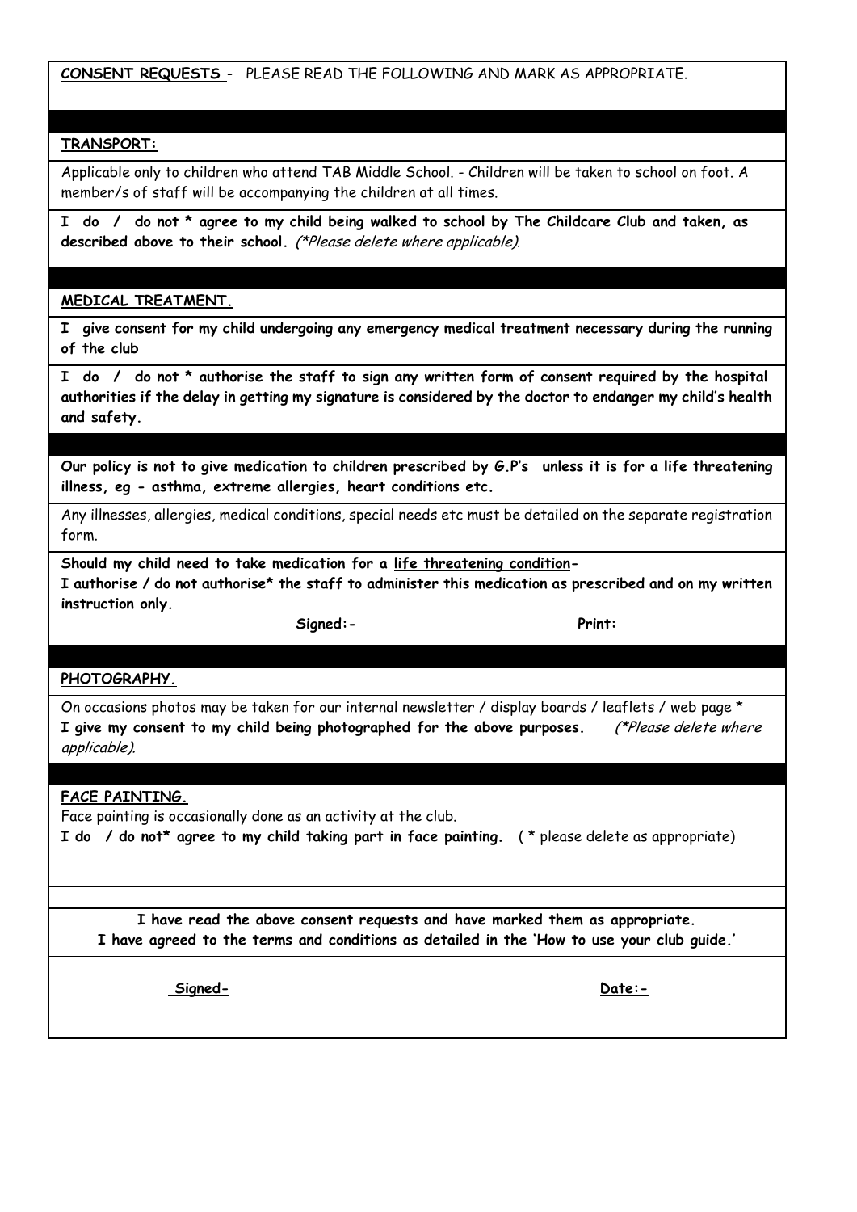**CONSENT REQUESTS** - PLEASE READ THE FOLLOWING AND MARK AS APPROPRIATE.

**TRANSPORT:**

Applicable only to children who attend TAB Middle School. - Children will be taken to school on foot. A member/s of staff will be accompanying the children at all times.

**I do / do not * agree to my child being walked to school by The Childcare Club and taken, as described above to their school.** *(*Please delete where applicable).*

**MEDICAL TREATMENT.**

**I give consent for my child undergoing any emergency medical treatment necessary during the running of the club**

**I do / do not * authorise the staff to sign any written form of consent required by the hospital authorities if the delay in getting my signature is considered by the doctor to endanger my child's health and safety.**

**Our policy is not to give medication to children prescribed by G.P's unless it is for a life threatening illness, eg - asthma, extreme allergies, heart conditions etc.**

Any illnesses, allergies, medical conditions, special needs etc must be detailed on the separate registration form.

**Should my child need to take medication for a life threatening condition-**
**I authorise / do not authorise* the staff to administer this medication as prescribed and on my written instruction only.**

**Signed:-** **Print:**

**PHOTOGRAPHY.**

On occasions photos may be taken for our internal newsletter / display boards / leaflets / web page *
**I give my consent to my child being photographed for the above purposes.** *(*Please delete where applicable).*

**FACE PAINTING.**

Face painting is occasionally done as an activity at the club.
**I do / do not* agree to my child taking part in face painting.** ( * please delete as appropriate)

**I have read the above consent requests and have marked them as appropriate.**
**I have agreed to the terms and conditions as detailed in the 'How to use your club guide.'**

**Signed-** **Date:-**